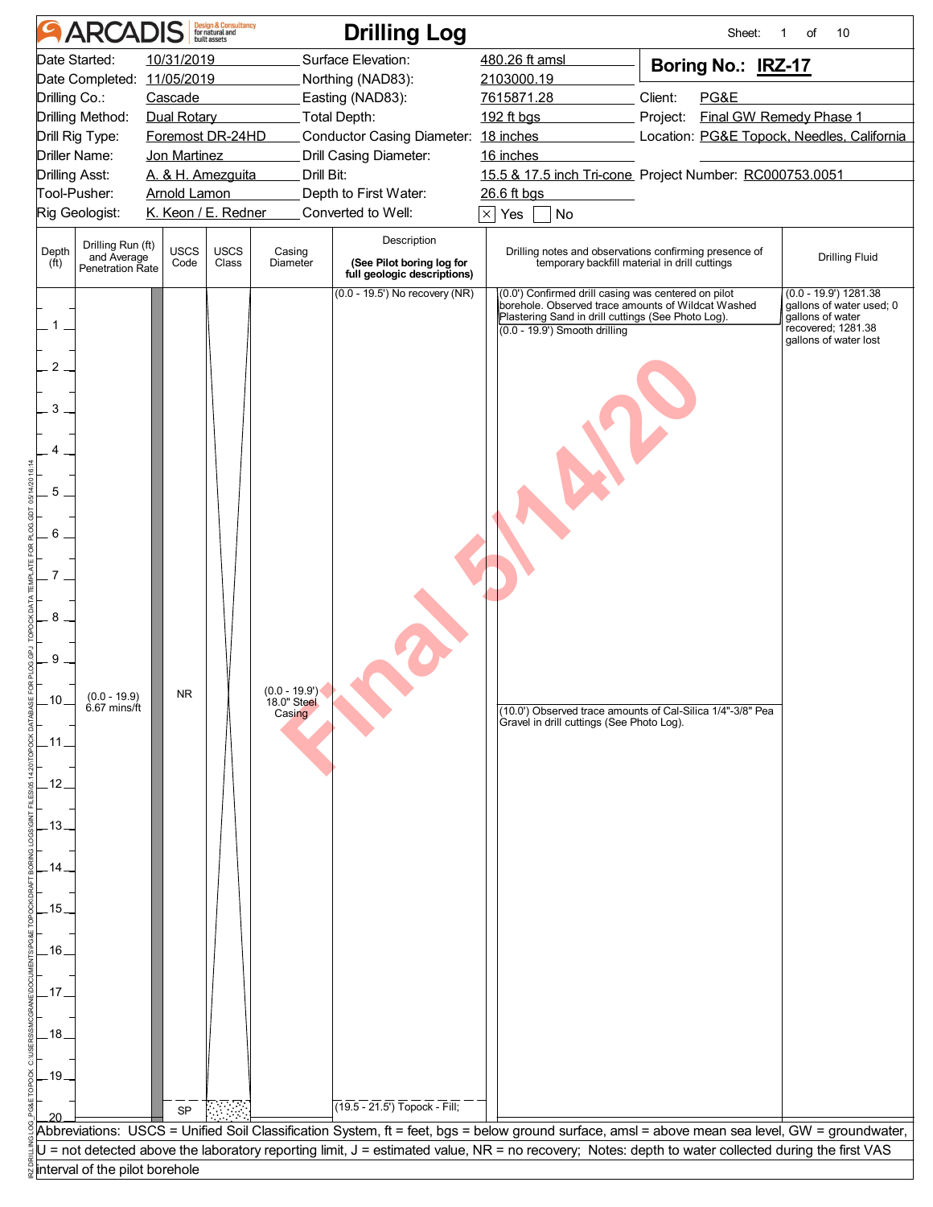# ARCADIS — Drilling Log

| | | | |
|---|---|---|---|
| Date Started: | 10/31/2019 | Surface Elevation: | 480.26 ft amsl |
| Date Completed: | 11/05/2019 | Northing (NAD83): | 2103000.19 |
| Drilling Co.: | Cascade | Easting (NAD83): | 7615871.28 |
| Drilling Method: | Dual Rotary | Total Depth: | 192 ft bgs |
| Drill Rig Type: | Foremost DR-24HD | Conductor Casing Diameter: | 18 inches |
| Driller Name: | Jon Martinez | Drill Casing Diameter: | 16 inches |
| Drilling Asst: | A. & H. Amezguita | Drill Bit: | 15.5 & 17.5 inch Tri-cone |
| Tool-Pusher: | Arnold Lamon | Depth to First Water: | 26.6 ft bgs |
| Rig Geologist: | K. Keon / E. Redner | Converted to Well: | ☒ Yes ☐ No |

**Boring No.: IRZ-17**

Client: PG&E
Project: Final GW Remedy Phase 1
Location: PG&E Topock, Needles, California
Project Number: RC000753.0051

| Depth (ft) | Drilling Run (ft) and Average Penetration Rate | USCS Code | USCS Class | Casing Diameter | Description (See Pilot boring log for full geologic descriptions) | Drilling notes and observations confirming presence of temporary backfill material in drill cuttings | Drilling Fluid |
|---|---|---|---|---|---|---|---|
| 0 – 19.5 | (0.0 - 19.9) 6.67 mins/ft | NR | | (0.0 - 19.9') 18.0" Steel Casing | (0.0 - 19.5') No recovery (NR) | (0.0') Confirmed drill casing was centered on pilot borehole. Observed trace amounts of Wildcat Washed Plastering Sand in drill cuttings (See Photo Log). (0.0 - 19.9') Smooth drilling | (0.0 - 19.9') 1281.38 gallons of water used; 0 gallons of water recovered; 1281.38 gallons of water lost |
| 10 | | | | | | (10.0') Observed trace amounts of Cal-Silica 1/4"-3/8" Pea Gravel in drill cuttings (See Photo Log). | |
| 19.5 – 20 | | SP | | | (19.5 - 21.5') Topock - Fill; | | |

Abbreviations: USCS = Unified Soil Classification System, ft = feet, bgs = below ground surface, amsl = above mean sea level, GW = groundwater, U = not detected above the laboratory reporting limit, J = estimated value, NR = no recovery; Notes: depth to water collected during the first VAS interval of the pilot borehole

Final 5/14/20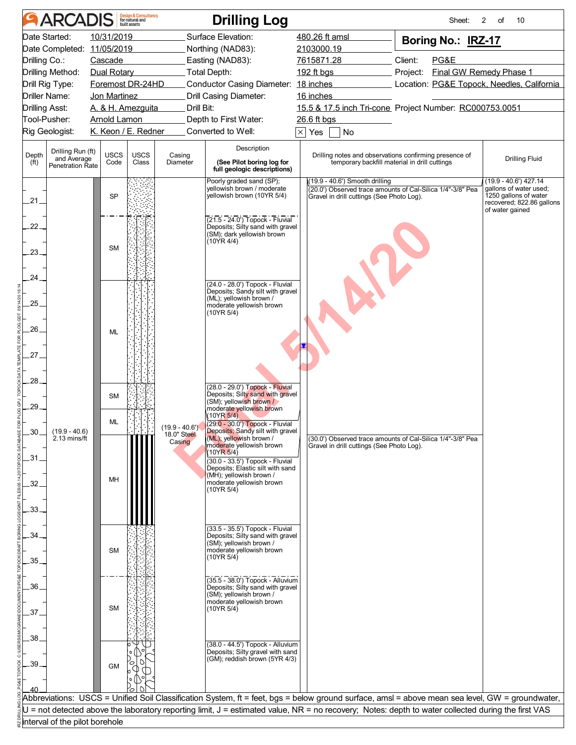# ARCADIS Drilling Log

| | | | | | |
|---|---|---|---|---|---|
| Date Started: | 10/31/2019 | Surface Elevation: | 480.26 ft amsl | **Boring No.:** | **IRZ-17** |
| Date Completed: | 11/05/2019 | Northing (NAD83): | 2103000.19 | | |
| Drilling Co.: | Cascade | Easting (NAD83): | 7615871.28 | Client: | PG&E |
| Drilling Method: | Dual Rotary | Total Depth: | 192 ft bgs | Project: | Final GW Remedy Phase 1 |
| Drill Rig Type: | Foremost DR-24HD | Conductor Casing Diameter: | 18 inches | Location: | PG&E Topock, Needles, California |
| Driller Name: | Jon Martinez | Drill Casing Diameter: | 16 inches | | |
| Drilling Asst: | A. & H. Amezguita | Drill Bit: | 15.5 & 17.5 inch Tri-cone | Project Number: | RC000753.0051 |
| Tool-Pusher: | Arnold Lamon | Depth to First Water: | 26.6 ft bgs | | |
| Rig Geologist: | K. Keon / E. Redner | Converted to Well: | ☒ Yes ☐ No | | |

| Depth (ft) | Drilling Run (ft) and Average Penetration Rate | USCS Code | Casing Diameter | Description (See Pilot boring log for full geologic descriptions) | Drilling notes and observations confirming presence of temporary backfill material in drill cuttings | Drilling Fluid |
|---|---|---|---|---|---|---|
| 20–21.5 | (19.9 - 40.6) 2.13 mins/ft | SP | (19.9 - 40.6') 18.0" Steel Casing | Poorly graded sand (SP); yellowish brown / moderate yellowish brown (10YR 5/4) | (19.9 - 40.6') Smooth drilling<br>(20.0') Observed trace amounts of Cal-Silica 1/4"-3/8" Pea Gravel in drill cuttings (See Photo Log). | (19.9 - 40.6') 427.14 gallons of water used; 1250 gallons of water recovered; 822.86 gallons of water gained |
| 21.5–24.0 | | SM | | (21.5 - 24.0') Topock - Fluvial Deposits; Silty sand with gravel (SM); dark yellowish brown (10YR 4/4) | | |
| 24.0–28.0 | | ML | | (24.0 - 28.0') Topock - Fluvial Deposits; Sandy silt with gravel (ML); yellowish brown / moderate yellowish brown (10YR 5/4) | | |
| 28.0–29.0 | | SM | | (28.0 - 29.0') Topock - Fluvial Deposits; Silty sand with gravel (SM); yellowish brown / moderate yellowish brown (10YR 5/4) | | |
| 29.0–30.0 | | ML | | (29.0 - 30.0') Topock - Fluvial Deposits; Sandy silt with gravel (ML); yellowish brown / moderate yellowish brown (10YR 5/4) | (30.0') Observed trace amounts of Cal-Silica 1/4"-3/8" Pea Gravel in drill cuttings (See Photo Log). | |
| 30.0–33.5 | | MH | | (30.0 - 33.5') Topock - Fluvial Deposits; Elastic silt with sand (MH); yellowish brown / moderate yellowish brown (10YR 5/4) | | |
| 33.5–35.5 | | SM | | (33.5 - 35.5') Topock - Fluvial Deposits; Silty sand with gravel (SM); yellowish brown / moderate yellowish brown (10YR 5/4) | | |
| 35.5–38.0 | | SM | | (35.5 - 38.0') Topock - Alluvium Deposits; Silty sand with gravel (SM); yellowish brown / moderate yellowish brown (10YR 5/4) | | |
| 38.0–40 | | GM | | (38.0 - 44.5') Topock - Alluvium Deposits; Silty gravel with sand (GM); reddish brown (5YR 4/3) | | |

Abbreviations: USCS = Unified Soil Classification System, ft = feet, bgs = below ground surface, amsl = above mean sea level, GW = groundwater, U = not detected above the laboratory reporting limit, J = estimated value, NR = no recovery; Notes: depth to water collected during the first VAS interval of the pilot borehole

Final 5/14/20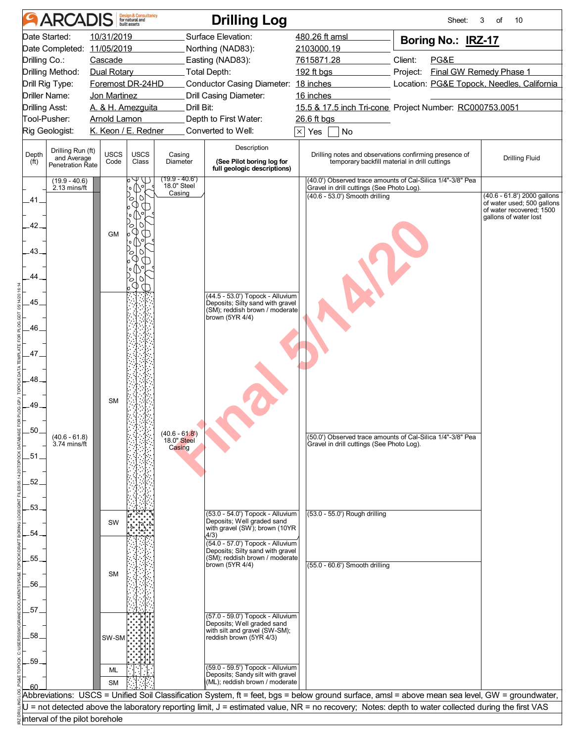# ARCADIS Drilling Log

| | | | | | |
|---|---|---|---|---|---|
| Date Started: | 10/31/2019 | Surface Elevation: | 480.26 ft amsl | **Boring No.: IRZ-17** | |
| Date Completed: | 11/05/2019 | Northing (NAD83): | 2103000.19 | | |
| Drilling Co.: | Cascade | Easting (NAD83): | 7615871.28 | Client: | PG&E |
| Drilling Method: | Dual Rotary | Total Depth: | 192 ft bgs | Project: | Final GW Remedy Phase 1 |
| Drill Rig Type: | Foremost DR-24HD | Conductor Casing Diameter: | 18 inches | Location: | PG&E Topock, Needles, California |
| Driller Name: | Jon Martinez | Drill Casing Diameter: | 16 inches | | |
| Drilling Asst: | A. & H. Amezguita | Drill Bit: | 15.5 & 17.5 inch Tri-cone | Project Number: | RC000753.0051 |
| Tool-Pusher: | Arnold Lamon | Depth to First Water: | 26.6 ft bgs | | |
| Rig Geologist: | K. Keon / E. Redner | Converted to Well: | ☒ Yes ☐ No | | |

| Depth (ft) | Drilling Run (ft) and Average Penetration Rate | USCS Code | Casing Diameter | Description (See Pilot boring log for full geologic descriptions) | Drilling notes and observations confirming presence of temporary backfill material in drill cuttings | Drilling Fluid |
|---|---|---|---|---|---|---|
| 40–41 | (19.9 - 40.6) 2.13 mins/ft | GM | (19.9 - 40.6') 18.0" Steel Casing | | (40.0') Observed trace amounts of Cal-Silica 1/4"-3/8" Pea Gravel in drill cuttings (See Photo Log). | |
| 40.6–44.5 | (40.6 - 61.8) 3.74 mins/ft | GM | (40.6 - 61.8') 18.0" Steel Casing | | (40.6 - 53.0') Smooth drilling | (40.6 - 61.8') 2000 gallons of water used; 500 gallons of water recovered; 1500 gallons of water lost |
| 44.5–53.0 | | SM | | (44.5 - 53.0') Topock - Alluvium Deposits; Silty sand with gravel (SM); reddish brown / moderate brown (5YR 4/4) | (50.0') Observed trace amounts of Cal-Silica 1/4"-3/8" Pea Gravel in drill cuttings (See Photo Log). | |
| 53.0–54.0 | | SW | | (53.0 - 54.0') Topock - Alluvium Deposits; Well graded sand with gravel (SW); brown (10YR 4/3) | (53.0 - 55.0') Rough drilling | |
| 54.0–57.0 | | SM | | (54.0 - 57.0') Topock - Alluvium Deposits; Silty sand with gravel (SM); reddish brown / moderate brown (5YR 4/4) | (55.0 - 60.6') Smooth drilling | |
| 57.0–59.0 | | SW-SM | | (57.0 - 59.0') Topock - Alluvium Deposits; Well graded sand with silt and gravel (SW-SM); reddish brown (5YR 4/3) | | |
| 59.0–59.5 | | ML | | (59.0 - 59.5') Topock - Alluvium Deposits; Sandy silt with gravel (ML); reddish brown / moderate | | |
| 59.5–60 | | SM | | | | |

Abbreviations: USCS = Unified Soil Classification System, ft = feet, bgs = below ground surface, amsl = above mean sea level, GW = groundwater, U = not detected above the laboratory reporting limit, J = estimated value, NR = no recovery; Notes: depth to water collected during the first VAS interval of the pilot borehole

Final 5/14/20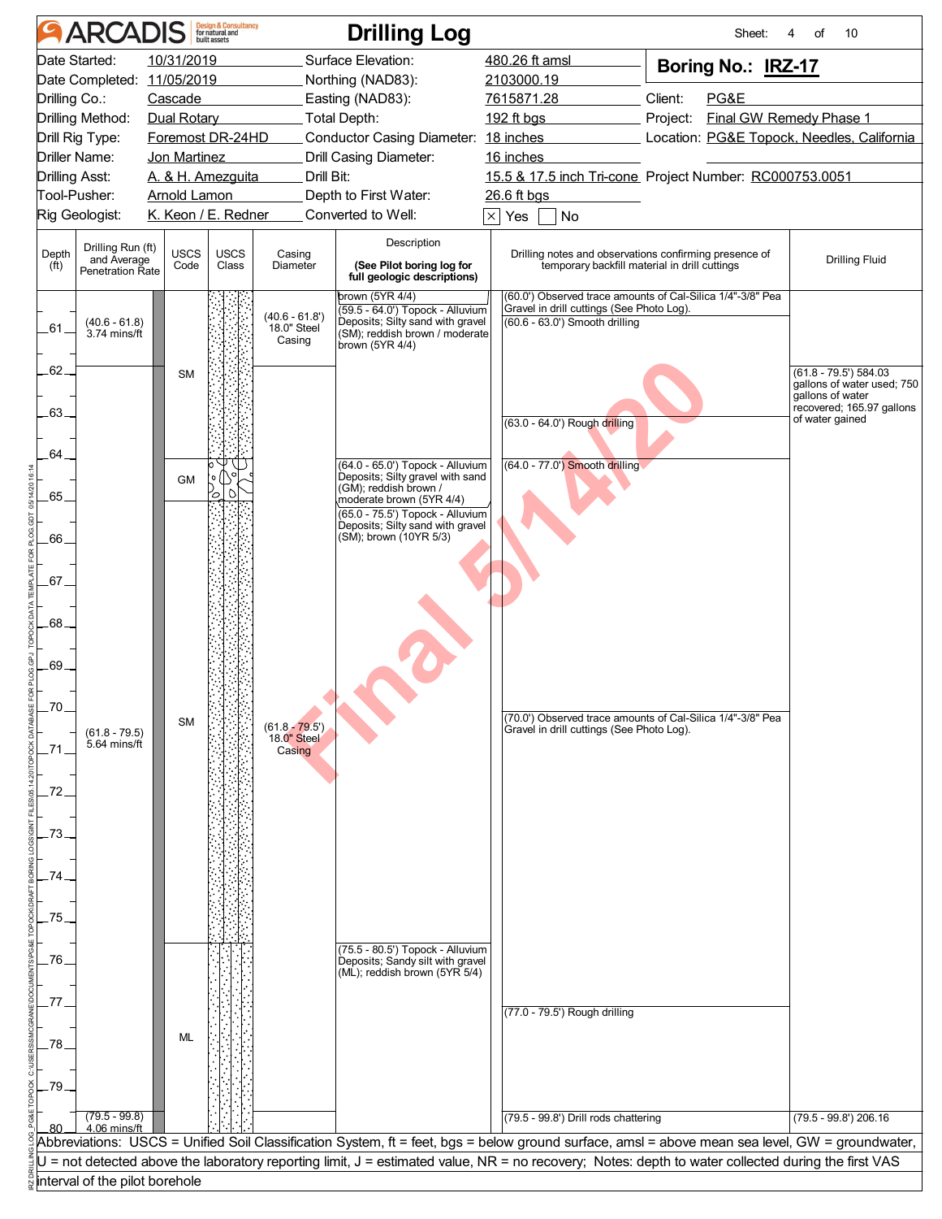# ARCADIS Drilling Log

Sheet: 4 of 10

| | | | | | |
|---|---|---|---|---|---|
| Date Started: | 10/31/2019 | Surface Elevation: | 480.26 ft amsl | Boring No.: | **IRZ-17** |
| Date Completed: | 11/05/2019 | Northing (NAD83): | 2103000.19 | | |
| Drilling Co.: | Cascade | Easting (NAD83): | 7615871.28 | Client: | PG&E |
| Drilling Method: | Dual Rotary | Total Depth: | 192 ft bgs | Project: | Final GW Remedy Phase 1 |
| Drill Rig Type: | Foremost DR-24HD | Conductor Casing Diameter: | 18 inches | Location: | PG&E Topock, Needles, California |
| Driller Name: | Jon Martinez | Drill Casing Diameter: | 16 inches | | |
| Drilling Asst: | A. & H. Amezguita | Drill Bit: | 15.5 & 17.5 inch Tri-cone | Project Number: | RC000753.0051 |
| Tool-Pusher: | Arnold Lamon | Depth to First Water: | 26.6 ft bgs | | |
| Rig Geologist: | K. Keon / E. Redner | Converted to Well: | ☒ Yes ☐ No | | |

| Depth (ft) | Drilling Run (ft) and Average Penetration Rate | USCS Code | Casing Diameter | Description (See Pilot boring log for full geologic descriptions) | Drilling notes and observations confirming presence of temporary backfill material in drill cuttings | Drilling Fluid |
|---|---|---|---|---|---|---|
| 60–61.8 | (40.6 - 61.8) 3.74 mins/ft | SM | (40.6 - 61.8') 18.0" Steel Casing | brown (5YR 4/4); (59.5 - 64.0') Topock - Alluvium Deposits; Silty sand with gravel (SM); reddish brown / moderate brown (5YR 4/4) | (60.0') Observed trace amounts of Cal-Silica 1/4"-3/8" Pea Gravel in drill cuttings (See Photo Log). (60.6 - 63.0') Smooth drilling | |
| 61.8–64 | (61.8 - 79.5) 5.64 mins/ft | SM | (61.8 - 79.5') 18.0" Steel Casing | | (63.0 - 64.0') Rough drilling | (61.8 - 79.5') 584.03 gallons of water used; 750 gallons of water recovered; 165.97 gallons of water gained |
| 64–65 | | GM | | (64.0 - 65.0') Topock - Alluvium Deposits; Silty gravel with sand (GM); reddish brown / moderate brown (5YR 4/4) | (64.0 - 77.0') Smooth drilling | |
| 65–75.5 | | SM | | (65.0 - 75.5') Topock - Alluvium Deposits; Silty sand with gravel (SM); brown (10YR 5/3) | (70.0') Observed trace amounts of Cal-Silica 1/4"-3/8" Pea Gravel in drill cuttings (See Photo Log). | |
| 75.5–79.5 | | ML | | (75.5 - 80.5') Topock - Alluvium Deposits; Sandy silt with gravel (ML); reddish brown (5YR 5/4) | (77.0 - 79.5') Rough drilling | |
| 79.5–80 | (79.5 - 99.8) 4.06 mins/ft | | | | (79.5 - 99.8') Drill rods chattering | (79.5 - 99.8') 206.16 |

Abbreviations: USCS = Unified Soil Classification System, ft = feet, bgs = below ground surface, amsl = above mean sea level, GW = groundwater, U = not detected above the laboratory reporting limit, J = estimated value, NR = no recovery; Notes: depth to water collected during the first VAS interval of the pilot borehole

Final 5/14/20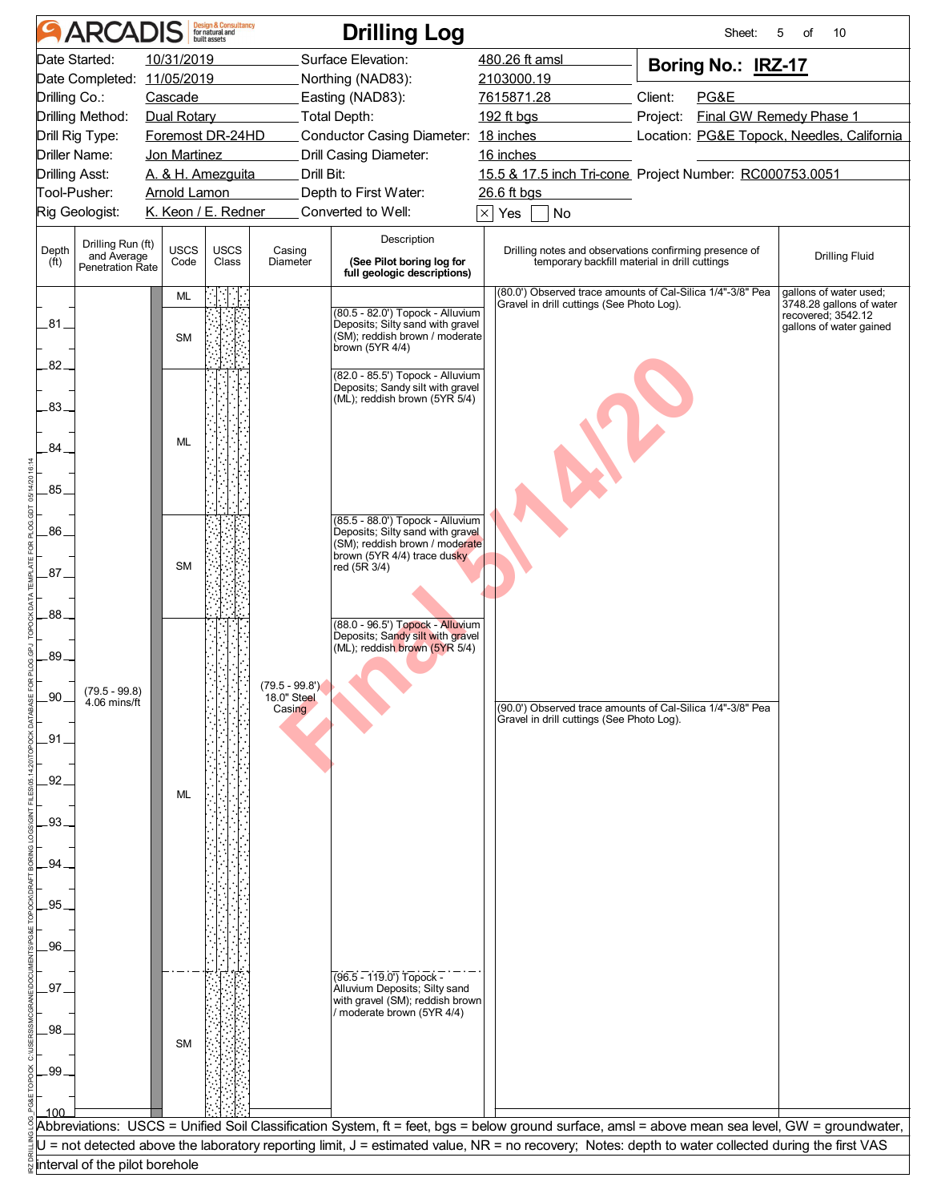# ARCADIS Drilling Log

| | | | |
|---|---|---|---|
| Date Started: | 10/31/2019 | Surface Elevation: | 480.26 ft amsl |
| Date Completed: | 11/05/2019 | Northing (NAD83): | 2103000.19 |
| Drilling Co.: | Cascade | Easting (NAD83): | 7615871.28 |
| Drilling Method: | Dual Rotary | Total Depth: | 192 ft bgs |
| Drill Rig Type: | Foremost DR-24HD | Conductor Casing Diameter: | 18 inches |
| Driller Name: | Jon Martinez | Drill Casing Diameter: | 16 inches |
| Drilling Asst: | A. & H. Amezguita | Drill Bit: | 15.5 & 17.5 inch Tri-cone |
| Tool-Pusher: | Arnold Lamon | Depth to First Water: | 26.6 ft bgs |
| Rig Geologist: | K. Keon / E. Redner | Converted to Well: | [X] Yes [ ] No |

**Boring No.: IRZ-17**

Client: PG&E
Project: Final GW Remedy Phase 1
Location: PG&E Topock, Needles, California
Project Number: RC000753.0051

| Depth (ft) | Drilling Run (ft) and Average Penetration Rate | USCS Code | Casing Diameter | Description (See Pilot boring log for full geologic descriptions) | Drilling notes and observations confirming presence of temporary backfill material in drill cuttings | Drilling Fluid |
|---|---|---|---|---|---|---|
| 80 - 80.5 | (79.5 - 99.8) 4.06 mins/ft | ML | (79.5 - 99.8') 18.0" Steel Casing | | (80.0') Observed trace amounts of Cal-Silica 1/4"-3/8" Pea Gravel in drill cuttings (See Photo Log). | gallons of water used; 3748.28 gallons of water recovered; 3542.12 gallons of water gained |
| 80.5 - 82.0 | | SM | | (80.5 - 82.0') Topock - Alluvium Deposits; Silty sand with gravel (SM); reddish brown / moderate brown (5YR 4/4) | | |
| 82.0 - 85.5 | | ML | | (82.0 - 85.5') Topock - Alluvium Deposits; Sandy silt with gravel (ML); reddish brown (5YR 5/4) | | |
| 85.5 - 88.0 | | SM | | (85.5 - 88.0') Topock - Alluvium Deposits; Silty sand with gravel (SM); reddish brown / moderate brown (5YR 4/4) trace dusky red (5R 3/4) | | |
| 88.0 - 96.5 | | ML | | (88.0 - 96.5') Topock - Alluvium Deposits; Sandy silt with gravel (ML); reddish brown (5YR 5/4) | (90.0') Observed trace amounts of Cal-Silica 1/4"-3/8" Pea Gravel in drill cuttings (See Photo Log). | |
| 96.5 - 100 | | SM | | (96.5 - 119.0') Topock - Alluvium Deposits; Silty sand with gravel (SM); reddish brown / moderate brown (5YR 4/4) | | |

Abbreviations: USCS = Unified Soil Classification System, ft = feet, bgs = below ground surface, amsl = above mean sea level, GW = groundwater, U = not detected above the laboratory reporting limit, J = estimated value, NR = no recovery; Notes: depth to water collected during the first VAS interval of the pilot borehole

Final 5/14/20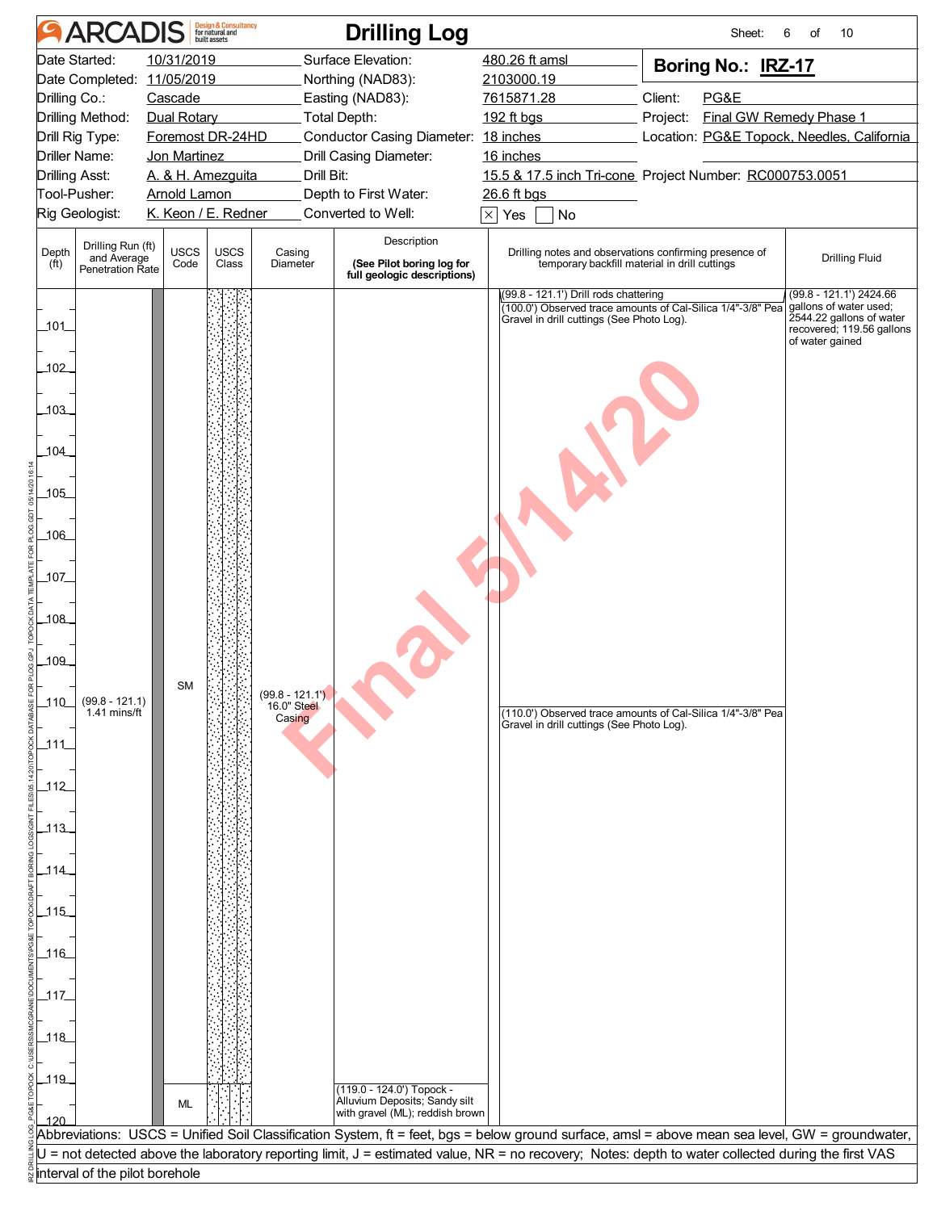# ARCADIS — Drilling Log

Sheet: 6 of 10

| | | | |
|---|---|---|---|
| Date Started: | 10/31/2019 | Surface Elevation: | 480.26 ft amsl |
| Date Completed: | 11/05/2019 | Northing (NAD83): | 2103000.19 |
| Drilling Co.: | Cascade | Easting (NAD83): | 7615871.28 |
| Drilling Method: | Dual Rotary | Total Depth: | 192 ft bgs |
| Drill Rig Type: | Foremost DR-24HD | Conductor Casing Diameter: | 18 inches |
| Driller Name: | Jon Martinez | Drill Casing Diameter: | 16 inches |
| Drilling Asst: | A. & H. Amezguita | Drill Bit: | 15.5 & 17.5 inch Tri-cone |
| Tool-Pusher: | Arnold Lamon | Depth to First Water: | 26.6 ft bgs |
| Rig Geologist: | K. Keon / E. Redner | Converted to Well: | ☒ Yes ☐ No |

**Boring No.: IRZ-17**

Client: PG&E
Project: Final GW Remedy Phase 1
Location: PG&E Topock, Needles, California
Project Number: RC000753.0051

| Depth (ft) | Drilling Run (ft) and Average Penetration Rate | USCS Code | USCS Class | Casing Diameter | Description (See Pilot boring log for full geologic descriptions) | Drilling notes and observations confirming presence of temporary backfill material in drill cuttings | Drilling Fluid |
|---|---|---|---|---|---|---|---|
| 100 | | | | | | (99.8 - 121.1') Drill rods chattering<br>(100.0') Observed trace amounts of Cal-Silica 1/4"-3/8" Pea Gravel in drill cuttings (See Photo Log). | (99.8 - 121.1') 2424.66 gallons of water used; 2544.22 gallons of water recovered; 119.56 gallons of water gained |
| 110 | (99.8 - 121.1) 1.41 mins/ft | SM | | (99.8 - 121.1') 16.0" Steel Casing | | (110.0') Observed trace amounts of Cal-Silica 1/4"-3/8" Pea Gravel in drill cuttings (See Photo Log). | |
| 119 | | ML | | | (119.0 - 124.0') Topock - Alluvium Deposits; Sandy silt with gravel (ML); reddish brown | | |

Final 5/14/20

Abbreviations: USCS = Unified Soil Classification System, ft = feet, bgs = below ground surface, amsl = above mean sea level, GW = groundwater, U = not detected above the laboratory reporting limit, J = estimated value, NR = no recovery; Notes: depth to water collected during the first VAS interval of the pilot borehole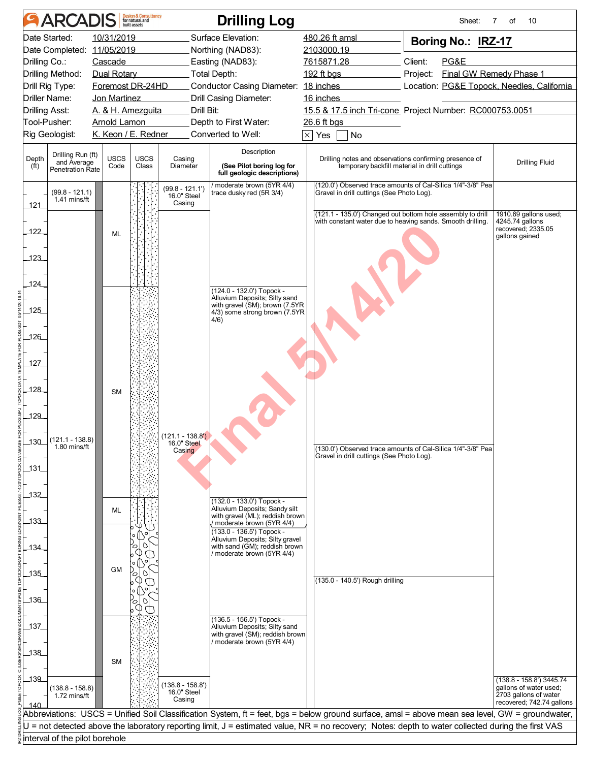# ARCADIS Drilling Log

**Boring No.: IRZ-17**

| | | | | | |
|---|---|---|---|---|---|
| Date Started: | 10/31/2019 | Surface Elevation: | 480.26 ft amsl | | |
| Date Completed: | 11/05/2019 | Northing (NAD83): | 2103000.19 | | |
| Drilling Co.: | Cascade | Easting (NAD83): | 7615871.28 | Client: | PG&E |
| Drilling Method: | Dual Rotary | Total Depth: | 192 ft bgs | Project: | Final GW Remedy Phase 1 |
| Drill Rig Type: | Foremost DR-24HD | Conductor Casing Diameter: | 18 inches | Location: | PG&E Topock, Needles, California |
| Driller Name: | Jon Martinez | Drill Casing Diameter: | 16 inches | | |
| Drilling Asst: | A. & H. Amezguita | Drill Bit: | 15.5 & 17.5 inch Tri-cone | Project Number: | RC000753.0051 |
| Tool-Pusher: | Arnold Lamon | Depth to First Water: | 26.6 ft bgs | | |
| Rig Geologist: | K. Keon / E. Redner | Converted to Well: | ☒ Yes ☐ No | | |

| Depth (ft) | Drilling Run (ft) and Average Penetration Rate | USCS Code | Casing Diameter | Description (See Pilot boring log for full geologic descriptions) | Drilling notes and observations confirming presence of temporary backfill material in drill cuttings | Drilling Fluid |
|---|---|---|---|---|---|---|
| 120–121 | (99.8 - 121.1) 1.41 mins/ft | ML | (99.8 - 121.1') 16.0" Steel Casing | / moderate brown (5YR 4/4) trace dusky red (5R 3/4) | (120.0') Observed trace amounts of Cal-Silica 1/4"-3/8" Pea Gravel in drill cuttings (See Photo Log). | |
| 121–124 | (121.1 - 138.8) 1.80 mins/ft | ML | (121.1 - 138.8') 16.0" Steel Casing | | (121.1 - 135.0') Changed out bottom hole assembly to drill with constant water due to heaving sands. Smooth drilling. | 1910.69 gallons used; 4245.74 gallons recovered; 2335.05 gallons gained |
| 124–132 | | SM | | (124.0 - 132.0') Topock - Alluvium Deposits; Silty sand with gravel (SM); brown (7.5YR 4/3) some strong brown (7.5YR 4/6) | (130.0') Observed trace amounts of Cal-Silica 1/4"-3/8" Pea Gravel in drill cuttings (See Photo Log). | |
| 132–133 | | ML | | (132.0 - 133.0') Topock - Alluvium Deposits; Sandy silt with gravel (ML); reddish brown / moderate brown (5YR 4/4) | | |
| 133–136.5 | | GM | | (133.0 - 136.5') Topock - Alluvium Deposits; Silty gravel with sand (GM); reddish brown / moderate brown (5YR 4/4) | (135.0 - 140.5') Rough drilling | |
| 136.5–138.8 | | SM | | (136.5 - 156.5') Topock - Alluvium Deposits; Silty sand with gravel (SM); reddish brown / moderate brown (5YR 4/4) | | |
| 138.8–140 | (138.8 - 158.8) 1.72 mins/ft | SM | (138.8 - 158.8') 16.0" Steel Casing | | | (138.8 - 158.8') 3445.74 gallons of water used; 2703 gallons of water recovered; 742.74 gallons |

Abbreviations: USCS = Unified Soil Classification System, ft = feet, bgs = below ground surface, amsl = above mean sea level, GW = groundwater, U = not detected above the laboratory reporting limit, J = estimated value, NR = no recovery; Notes: depth to water collected during the first VAS interval of the pilot borehole

Final 5/14/20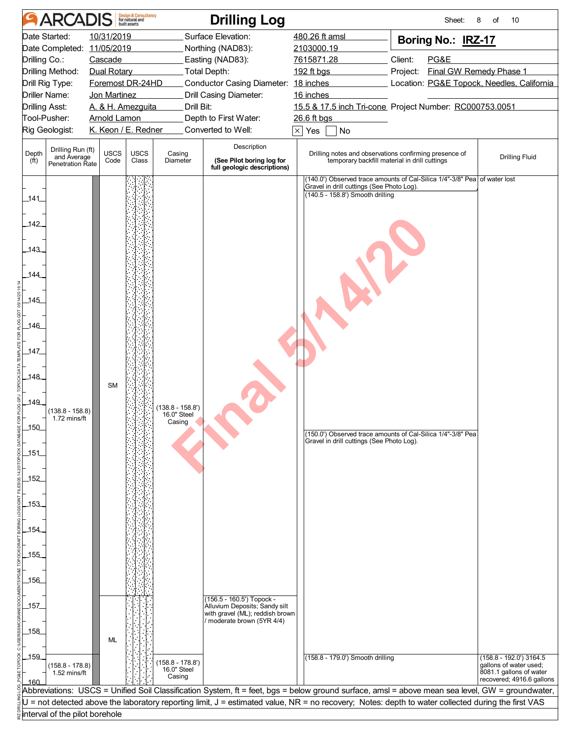# ARCADIS Drilling Log

Sheet: 8 of 10

| | | | | | |
|---|---|---|---|---|---|
| Date Started: | 10/31/2019 | Surface Elevation: | 480.26 ft amsl | **Boring No.:** | **IRZ-17** |
| Date Completed: | 11/05/2019 | Northing (NAD83): | 2103000.19 | | |
| Drilling Co.: | Cascade | Easting (NAD83): | 7615871.28 | Client: | PG&E |
| Drilling Method: | Dual Rotary | Total Depth: | 192 ft bgs | Project: | Final GW Remedy Phase 1 |
| Drill Rig Type: | Foremost DR-24HD | Conductor Casing Diameter: | 18 inches | Location: | PG&E Topock, Needles, California |
| Driller Name: | Jon Martinez | Drill Casing Diameter: | 16 inches | | |
| Drilling Asst: | A. & H. Amezguita | Drill Bit: | 15.5 & 17.5 inch Tri-cone | Project Number: | RC000753.0051 |
| Tool-Pusher: | Arnold Lamon | Depth to First Water: | 26.6 ft bgs | | |
| Rig Geologist: | K. Keon / E. Redner | Converted to Well: | ☒ Yes ☐ No | | |

| Depth (ft) | Drilling Run (ft) and Average Penetration Rate | USCS Code | USCS Class | Casing Diameter | Description (See Pilot boring log for full geologic descriptions) | Drilling notes and observations confirming presence of temporary backfill material in drill cuttings | Drilling Fluid |
|---|---|---|---|---|---|---|---|
| 140–149 | (138.8 - 158.8) 1.72 mins/ft | SM | | (138.8 - 158.8') 16.0" Steel Casing | | (140.0') Observed trace amounts of Cal-Silica 1/4"-3/8" Pea Gravel in drill cuttings (See Photo Log). (140.5 - 158.8') Smooth drilling | of water lost |
| 150 | | | | | | (150.0') Observed trace amounts of Cal-Silica 1/4"-3/8" Pea Gravel in drill cuttings (See Photo Log). | |
| 156.5 | | ML | | | (156.5 - 160.5') Topock - Alluvium Deposits; Sandy silt with gravel (ML); reddish brown / moderate brown (5YR 4/4) | | |
| 159 | (158.8 - 178.8) 1.52 mins/ft | | | (158.8 - 178.8') 16.0" Steel Casing | | (158.8 - 179.0') Smooth drilling | (158.8 - 192.0') 3164.5 gallons of water used; 8081.1 gallons of water recovered; 4916.6 gallons |

Final 5/14/20

Abbreviations: USCS = Unified Soil Classification System, ft = feet, bgs = below ground surface, amsl = above mean sea level, GW = groundwater, U = not detected above the laboratory reporting limit, J = estimated value, NR = no recovery; Notes: depth to water collected during the first VAS interval of the pilot borehole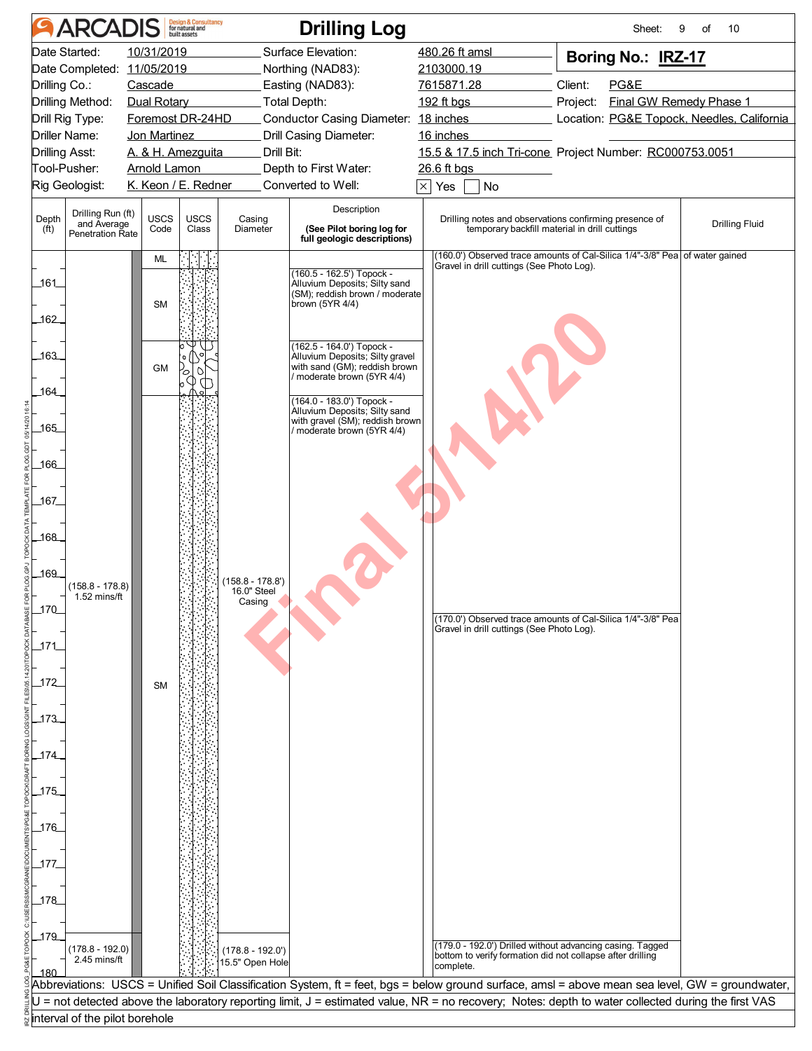# ARCADIS Drilling Log

Sheet: 9 of 10

| | | | |
|---|---|---|---|
| Date Started: 10/31/2019 | Surface Elevation: 480.26 ft amsl | **Boring No.: IRZ-17** | |
| Date Completed: 11/05/2019 | Northing (NAD83): 2103000.19 | | |
| Drilling Co.: Cascade | Easting (NAD83): 7615871.28 | Client: PG&E | |
| Drilling Method: Dual Rotary | Total Depth: 192 ft bgs | Project: Final GW Remedy Phase 1 | |
| Drill Rig Type: Foremost DR-24HD | Conductor Casing Diameter: 18 inches | Location: PG&E Topock, Needles, California | |
| Driller Name: Jon Martinez | Drill Casing Diameter: 16 inches | | |
| Drilling Asst: A. & H. Amezguita | Drill Bit: 15.5 & 17.5 inch Tri-cone | Project Number: RC000753.0051 | |
| Tool-Pusher: Arnold Lamon | Depth to First Water: 26.6 ft bgs | | |
| Rig Geologist: K. Keon / E. Redner | Converted to Well: [X] Yes [ ] No | | |

| Depth (ft) | Drilling Run (ft) and Average Penetration Rate | USCS Code | Casing Diameter | Description (See Pilot boring log for full geologic descriptions) | Drilling notes and observations confirming presence of temporary backfill material in drill cuttings | Drilling Fluid |
|---|---|---|---|---|---|---|
| 160 | | ML | | | (160.0') Observed trace amounts of Cal-Silica 1/4"-3/8" Pea Gravel in drill cuttings (See Photo Log). | of water gained |
| 160.5 | | SM | | (160.5 - 162.5') Topock - Alluvium Deposits; Silty sand (SM); reddish brown / moderate brown (5YR 4/4) | | |
| 162.5 | | GM | | (162.5 - 164.0') Topock - Alluvium Deposits; Silty gravel with sand (GM); reddish brown / moderate brown (5YR 4/4) | | |
| 164 | (158.8 - 178.8) 1.52 mins/ft | SM | (158.8 - 178.8') 16.0" Steel Casing | (164.0 - 183.0') Topock - Alluvium Deposits; Silty sand with gravel (SM); reddish brown / moderate brown (5YR 4/4) | | |
| 170 | | | | | (170.0') Observed trace amounts of Cal-Silica 1/4"-3/8" Pea Gravel in drill cuttings (See Photo Log). | |
| 179 | (178.8 - 192.0) 2.45 mins/ft | | (178.8 - 192.0') 15.5" Open Hole | | (179.0 - 192.0') Drilled without advancing casing. Tagged bottom to verify formation did not collapse after drilling complete. | |

Abbreviations: USCS = Unified Soil Classification System, ft = feet, bgs = below ground surface, amsl = above mean sea level, GW = groundwater, U = not detected above the laboratory reporting limit, J = estimated value, NR = no recovery; Notes: depth to water collected during the first VAS interval of the pilot borehole

Final 5/14/20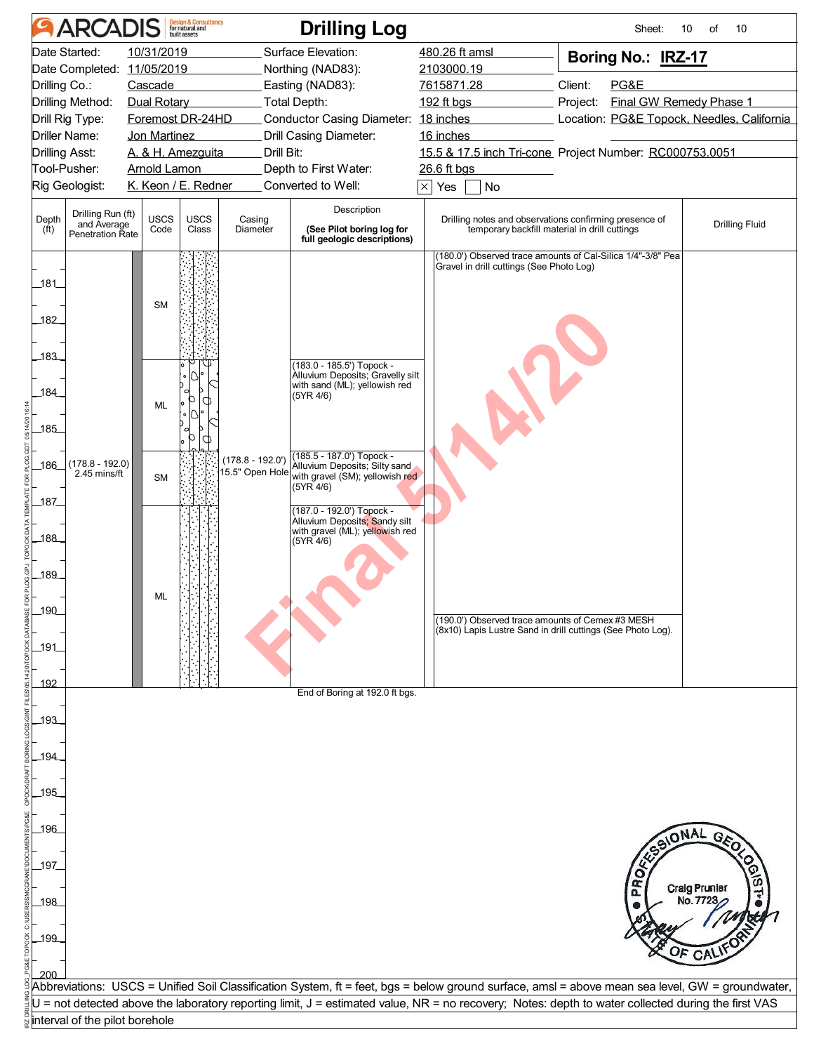# ARCADIS Drilling Log

Sheet: 10 of 10

| | | | |
|---|---|---|---|
| Date Started: 10/31/2019 | Surface Elevation: 480.26 ft amsl | **Boring No.: IRZ-17** | |
| Date Completed: 11/05/2019 | Northing (NAD83): 2103000.19 | | |
| Drilling Co.: Cascade | Easting (NAD83): 7615871.28 | Client: PG&E | |
| Drilling Method: Dual Rotary | Total Depth: 192 ft bgs | Project: Final GW Remedy Phase 1 | |
| Drill Rig Type: Foremost DR-24HD | Conductor Casing Diameter: 18 inches | Location: PG&E Topock, Needles, California | |
| Driller Name: Jon Martinez | Drill Casing Diameter: 16 inches | | |
| Drilling Asst: A. & H. Amezguita | Drill Bit: 15.5 & 17.5 inch Tri-cone | Project Number: RC000753.0051 | |
| Tool-Pusher: Arnold Lamon | Depth to First Water: 26.6 ft bgs | | |
| Rig Geologist: K. Keon / E. Redner | Converted to Well: [X] Yes [ ] No | | |

| Depth (ft) | Drilling Run (ft) and Average Penetration Rate | USCS Code | USCS Class | Casing Diameter | Description (See Pilot boring log for full geologic descriptions) | Drilling notes and observations confirming presence of temporary backfill material in drill cuttings | Drilling Fluid |
|---|---|---|---|---|---|---|---|
| 180–183 | (178.8 - 192.0) 2.45 mins/ft | SM | | (178.8 - 192.0') 15.5" Open Hole | | (180.0') Observed trace amounts of Cal-Silica 1/4"-3/8" Pea Gravel in drill cuttings (See Photo Log) | |
| 183–185.5 | | ML | | | (183.0 - 185.5') Topock - Alluvium Deposits; Gravelly silt with sand (ML); yellowish red (5YR 4/6) | | |
| 185.5–187 | | SM | | | (185.5 - 187.0') Topock - Alluvium Deposits; Silty sand with gravel (SM); yellowish red (5YR 4/6) | | |
| 187–192 | | ML | | | (187.0 - 192.0') Topock - Alluvium Deposits; Sandy silt with gravel (ML); yellowish red (5YR 4/6) | (190.0') Observed trace amounts of Cemex #3 MESH (8x10) Lapis Lustre Sand in drill cuttings (See Photo Log). | |

End of Boring at 192.0 ft bgs.

Final 5/14/20

PROFESSIONAL GEOLOGIST — Craig Pruner No. 7723 — STATE OF CALIFORNIA

Abbreviations: USCS = Unified Soil Classification System, ft = feet, bgs = below ground surface, amsl = above mean sea level, GW = groundwater, U = not detected above the laboratory reporting limit, J = estimated value, NR = no recovery; Notes: depth to water collected during the first VAS interval of the pilot borehole